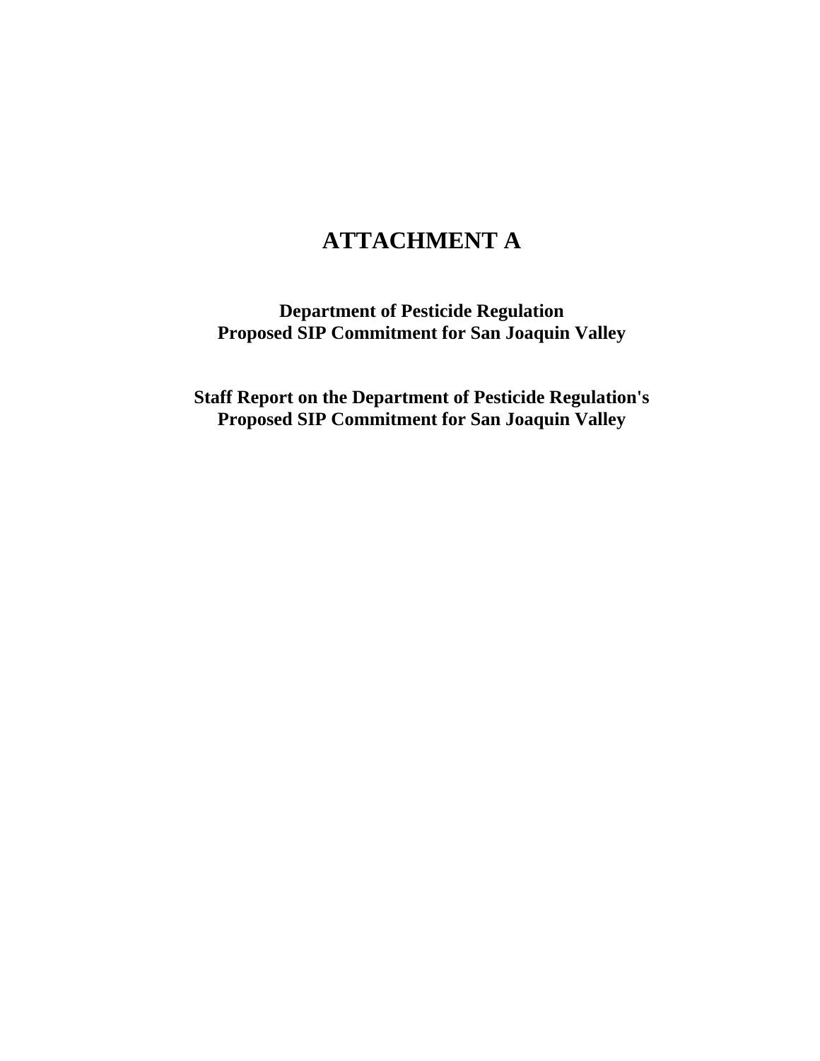# ATTACHMENT A

**Department of Pesticide Regulation**
**Proposed SIP Commitment for San Joaquin Valley**

**Staff Report on the Department of Pesticide Regulation's**
**Proposed SIP Commitment for San Joaquin Valley**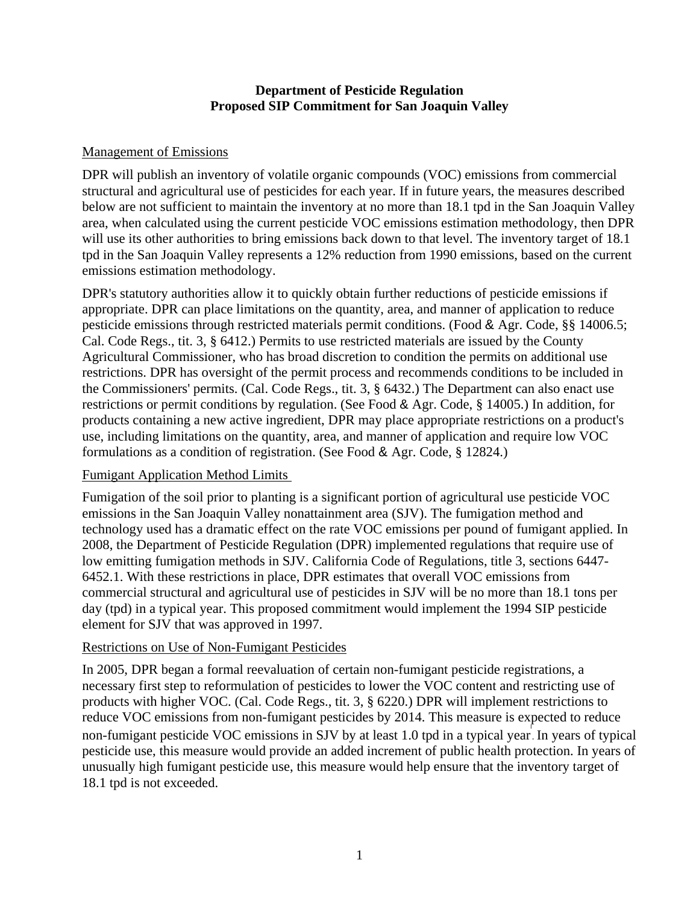**Department of Pesticide Regulation**
**Proposed SIP Commitment for San Joaquin Valley**

Management of Emissions

DPR will publish an inventory of volatile organic compounds (VOC) emissions from commercial structural and agricultural use of pesticides for each year. If in future years, the measures described below are not sufficient to maintain the inventory at no more than 18.1 tpd in the San Joaquin Valley area, when calculated using the current pesticide VOC emissions estimation methodology, then DPR will use its other authorities to bring emissions back down to that level. The inventory target of 18.1 tpd in the San Joaquin Valley represents a 12% reduction from 1990 emissions, based on the current emissions estimation methodology.

DPR's statutory authorities allow it to quickly obtain further reductions of pesticide emissions if appropriate. DPR can place limitations on the quantity, area, and manner of application to reduce pesticide emissions through restricted materials permit conditions. (Food & Agr. Code, §§ 14006.5; Cal. Code Regs., tit. 3, § 6412.) Permits to use restricted materials are issued by the County Agricultural Commissioner, who has broad discretion to condition the permits on additional use restrictions. DPR has oversight of the permit process and recommends conditions to be included in the Commissioners' permits. (Cal. Code Regs., tit. 3, § 6432.) The Department can also enact use restrictions or permit conditions by regulation. (See Food & Agr. Code, § 14005.) In addition, for products containing a new active ingredient, DPR may place appropriate restrictions on a product's use, including limitations on the quantity, area, and manner of application and require low VOC formulations as a condition of registration. (See Food & Agr. Code, § 12824.)

Fumigant Application Method Limits

Fumigation of the soil prior to planting is a significant portion of agricultural use pesticide VOC emissions in the San Joaquin Valley nonattainment area (SJV). The fumigation method and technology used has a dramatic effect on the rate VOC emissions per pound of fumigant applied. In 2008, the Department of Pesticide Regulation (DPR) implemented regulations that require use of low emitting fumigation methods in SJV. California Code of Regulations, title 3, sections 6447-6452.1. With these restrictions in place, DPR estimates that overall VOC emissions from commercial structural and agricultural use of pesticides in SJV will be no more than 18.1 tons per day (tpd) in a typical year. This proposed commitment would implement the 1994 SIP pesticide element for SJV that was approved in 1997.

Restrictions on Use of Non-Fumigant Pesticides

In 2005, DPR began a formal reevaluation of certain non-fumigant pesticide registrations, a necessary first step to reformulation of pesticides to lower the VOC content and restricting use of products with higher VOC. (Cal. Code Regs., tit. 3, § 6220.) DPR will implement restrictions to reduce VOC emissions from non-fumigant pesticides by 2014. This measure is expected to reduce non-fumigant pesticide VOC emissions in SJV by at least 1.0 tpd in a typical year. In years of typical pesticide use, this measure would provide an added increment of public health protection. In years of unusually high fumigant pesticide use, this measure would help ensure that the inventory target of 18.1 tpd is not exceeded.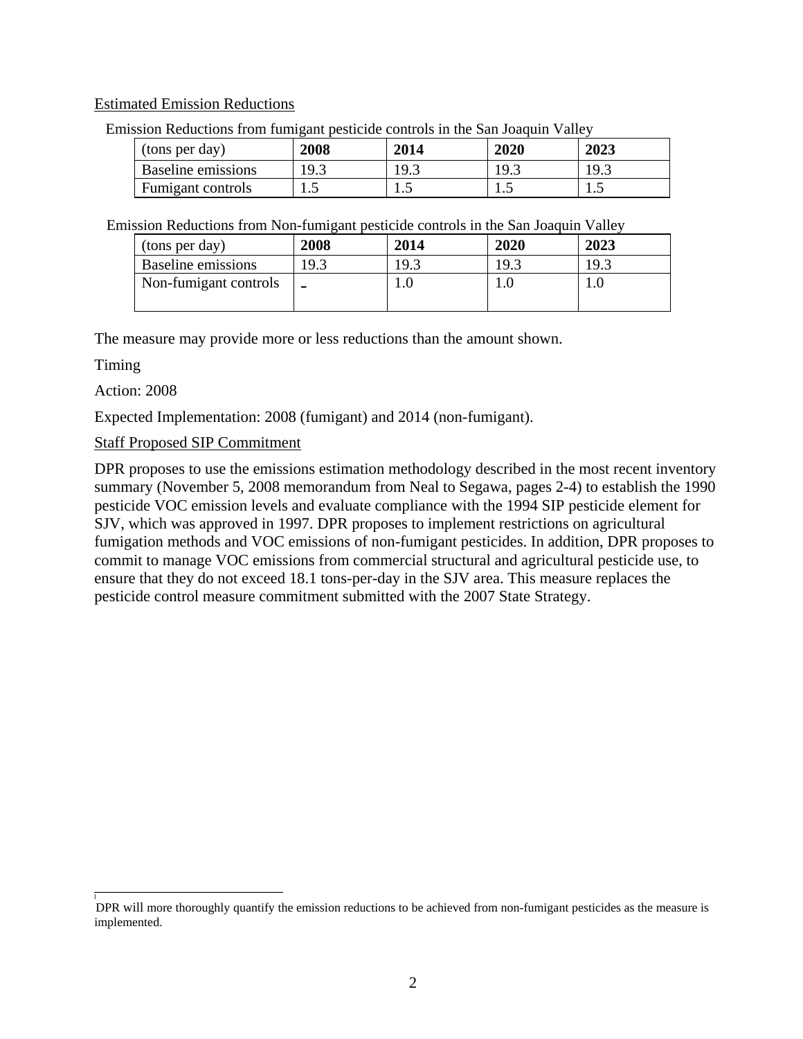Estimated Emission Reductions

Emission Reductions from fumigant pesticide controls in the San Joaquin Valley

| (tons per day) | 2008 | 2014 | 2020 | 2023 |
|---|---|---|---|---|
| Baseline emissions | 19.3 | 19.3 | 19.3 | 19.3 |
| Fumigant controls | 1.5 | 1.5 | 1.5 | 1.5 |

Emission Reductions from Non-fumigant pesticide controls in the San Joaquin Valley

| (tons per day) | 2008 | 2014 | 2020 | 2023 |
|---|---|---|---|---|
| Baseline emissions | 19.3 | 19.3 | 19.3 | 19.3 |
| Non-fumigant controls | - | 1.0 | 1.0 | 1.0 |

The measure may provide more or less reductions than the amount shown.

Timing

Action: 2008

Expected Implementation: 2008 (fumigant) and 2014 (non-fumigant).

Staff Proposed SIP Commitment

DPR proposes to use the emissions estimation methodology described in the most recent inventory summary (November 5, 2008 memorandum from Neal to Segawa, pages 2-4) to establish the 1990 pesticide VOC emission levels and evaluate compliance with the 1994 SIP pesticide element for SJV, which was approved in 1997. DPR proposes to implement restrictions on agricultural fumigation methods and VOC emissions of non-fumigant pesticides. In addition, DPR proposes to commit to manage VOC emissions from commercial structural and agricultural pesticide use, to ensure that they do not exceed 18.1 tons-per-day in the SJV area. This measure replaces the pesticide control measure commitment submitted with the 2007 State Strategy.

---

[i] DPR will more thoroughly quantify the emission reductions to be achieved from non-fumigant pesticides as the measure is implemented.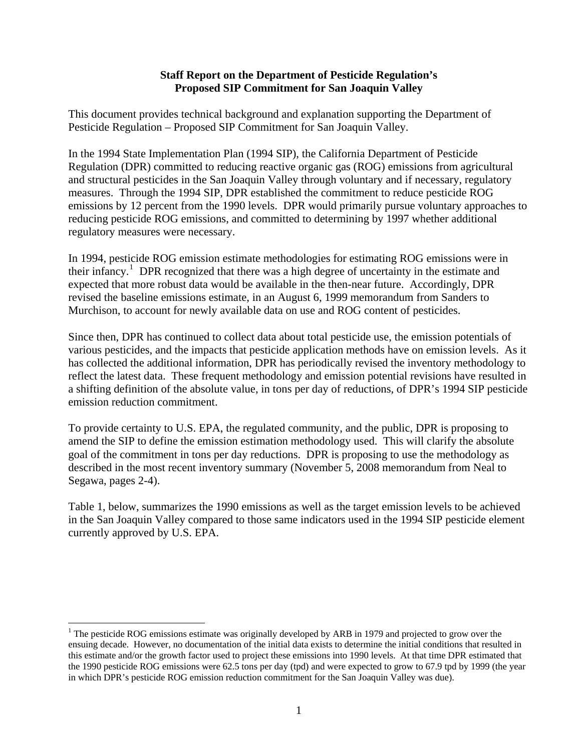**Staff Report on the Department of Pesticide Regulation's Proposed SIP Commitment for San Joaquin Valley**

This document provides technical background and explanation supporting the Department of Pesticide Regulation – Proposed SIP Commitment for San Joaquin Valley.

In the 1994 State Implementation Plan (1994 SIP), the California Department of Pesticide Regulation (DPR) committed to reducing reactive organic gas (ROG) emissions from agricultural and structural pesticides in the San Joaquin Valley through voluntary and if necessary, regulatory measures. Through the 1994 SIP, DPR established the commitment to reduce pesticide ROG emissions by 12 percent from the 1990 levels. DPR would primarily pursue voluntary approaches to reducing pesticide ROG emissions, and committed to determining by 1997 whether additional regulatory measures were necessary.

In 1994, pesticide ROG emission estimate methodologies for estimating ROG emissions were in their infancy.[1] DPR recognized that there was a high degree of uncertainty in the estimate and expected that more robust data would be available in the then-near future. Accordingly, DPR revised the baseline emissions estimate, in an August 6, 1999 memorandum from Sanders to Murchison, to account for newly available data on use and ROG content of pesticides.

Since then, DPR has continued to collect data about total pesticide use, the emission potentials of various pesticides, and the impacts that pesticide application methods have on emission levels. As it has collected the additional information, DPR has periodically revised the inventory methodology to reflect the latest data. These frequent methodology and emission potential revisions have resulted in a shifting definition of the absolute value, in tons per day of reductions, of DPR's 1994 SIP pesticide emission reduction commitment.

To provide certainty to U.S. EPA, the regulated community, and the public, DPR is proposing to amend the SIP to define the emission estimation methodology used. This will clarify the absolute goal of the commitment in tons per day reductions. DPR is proposing to use the methodology as described in the most recent inventory summary (November 5, 2008 memorandum from Neal to Segawa, pages 2-4).

Table 1, below, summarizes the 1990 emissions as well as the target emission levels to be achieved in the San Joaquin Valley compared to those same indicators used in the 1994 SIP pesticide element currently approved by U.S. EPA.

[1] The pesticide ROG emissions estimate was originally developed by ARB in 1979 and projected to grow over the ensuing decade. However, no documentation of the initial data exists to determine the initial conditions that resulted in this estimate and/or the growth factor used to project these emissions into 1990 levels. At that time DPR estimated that the 1990 pesticide ROG emissions were 62.5 tons per day (tpd) and were expected to grow to 67.9 tpd by 1999 (the year in which DPR's pesticide ROG emission reduction commitment for the San Joaquin Valley was due).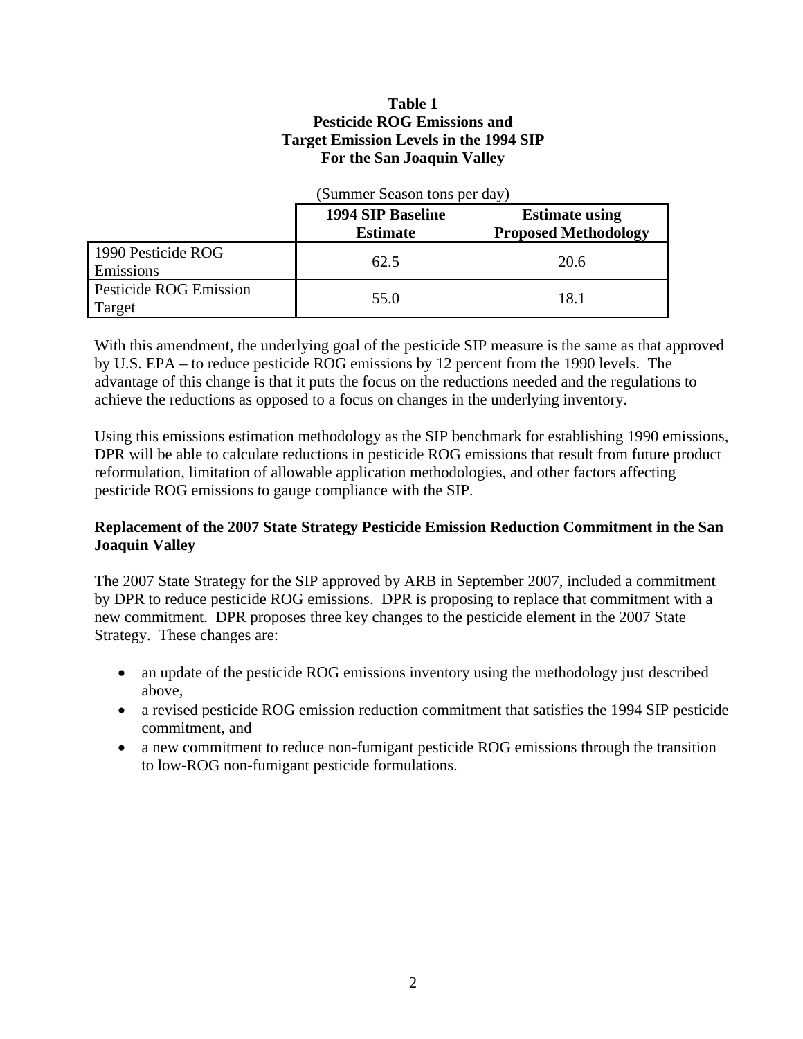**Table 1**
**Pesticide ROG Emissions and**
**Target Emission Levels in the 1994 SIP**
**For the San Joaquin Valley**

(Summer Season tons per day)

| | 1994 SIP Baseline Estimate | Estimate using Proposed Methodology |
|---|---|---|
| 1990 Pesticide ROG Emissions | 62.5 | 20.6 |
| Pesticide ROG Emission Target | 55.0 | 18.1 |

With this amendment, the underlying goal of the pesticide SIP measure is the same as that approved by U.S. EPA – to reduce pesticide ROG emissions by 12 percent from the 1990 levels. The advantage of this change is that it puts the focus on the reductions needed and the regulations to achieve the reductions as opposed to a focus on changes in the underlying inventory.

Using this emissions estimation methodology as the SIP benchmark for establishing 1990 emissions, DPR will be able to calculate reductions in pesticide ROG emissions that result from future product reformulation, limitation of allowable application methodologies, and other factors affecting pesticide ROG emissions to gauge compliance with the SIP.

**Replacement of the 2007 State Strategy Pesticide Emission Reduction Commitment in the San Joaquin Valley**

The 2007 State Strategy for the SIP approved by ARB in September 2007, included a commitment by DPR to reduce pesticide ROG emissions. DPR is proposing to replace that commitment with a new commitment. DPR proposes three key changes to the pesticide element in the 2007 State Strategy. These changes are:

- an update of the pesticide ROG emissions inventory using the methodology just described above,
- a revised pesticide ROG emission reduction commitment that satisfies the 1994 SIP pesticide commitment, and
- a new commitment to reduce non-fumigant pesticide ROG emissions through the transition to low-ROG non-fumigant pesticide formulations.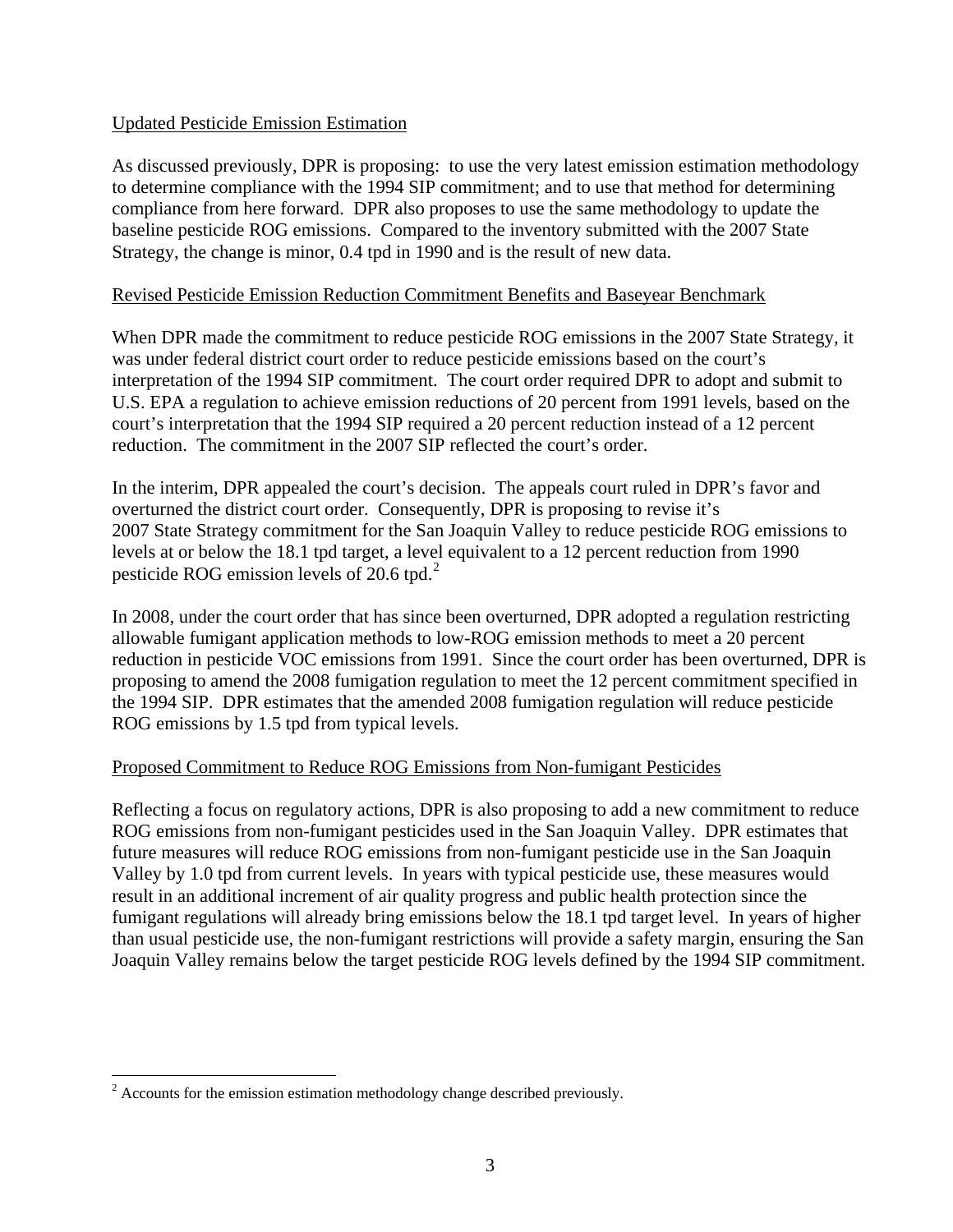Updated Pesticide Emission Estimation

As discussed previously, DPR is proposing: to use the very latest emission estimation methodology to determine compliance with the 1994 SIP commitment; and to use that method for determining compliance from here forward. DPR also proposes to use the same methodology to update the baseline pesticide ROG emissions. Compared to the inventory submitted with the 2007 State Strategy, the change is minor, 0.4 tpd in 1990 and is the result of new data.

Revised Pesticide Emission Reduction Commitment Benefits and Baseyear Benchmark

When DPR made the commitment to reduce pesticide ROG emissions in the 2007 State Strategy, it was under federal district court order to reduce pesticide emissions based on the court's interpretation of the 1994 SIP commitment. The court order required DPR to adopt and submit to U.S. EPA a regulation to achieve emission reductions of 20 percent from 1991 levels, based on the court's interpretation that the 1994 SIP required a 20 percent reduction instead of a 12 percent reduction. The commitment in the 2007 SIP reflected the court's order.

In the interim, DPR appealed the court's decision. The appeals court ruled in DPR's favor and overturned the district court order. Consequently, DPR is proposing to revise it's 2007 State Strategy commitment for the San Joaquin Valley to reduce pesticide ROG emissions to levels at or below the 18.1 tpd target, a level equivalent to a 12 percent reduction from 1990 pesticide ROG emission levels of 20.6 tpd.[2]

In 2008, under the court order that has since been overturned, DPR adopted a regulation restricting allowable fumigant application methods to low-ROG emission methods to meet a 20 percent reduction in pesticide VOC emissions from 1991. Since the court order has been overturned, DPR is proposing to amend the 2008 fumigation regulation to meet the 12 percent commitment specified in the 1994 SIP. DPR estimates that the amended 2008 fumigation regulation will reduce pesticide ROG emissions by 1.5 tpd from typical levels.

Proposed Commitment to Reduce ROG Emissions from Non-fumigant Pesticides

Reflecting a focus on regulatory actions, DPR is also proposing to add a new commitment to reduce ROG emissions from non-fumigant pesticides used in the San Joaquin Valley. DPR estimates that future measures will reduce ROG emissions from non-fumigant pesticide use in the San Joaquin Valley by 1.0 tpd from current levels. In years with typical pesticide use, these measures would result in an additional increment of air quality progress and public health protection since the fumigant regulations will already bring emissions below the 18.1 tpd target level. In years of higher than usual pesticide use, the non-fumigant restrictions will provide a safety margin, ensuring the San Joaquin Valley remains below the target pesticide ROG levels defined by the 1994 SIP commitment.

[2] Accounts for the emission estimation methodology change described previously.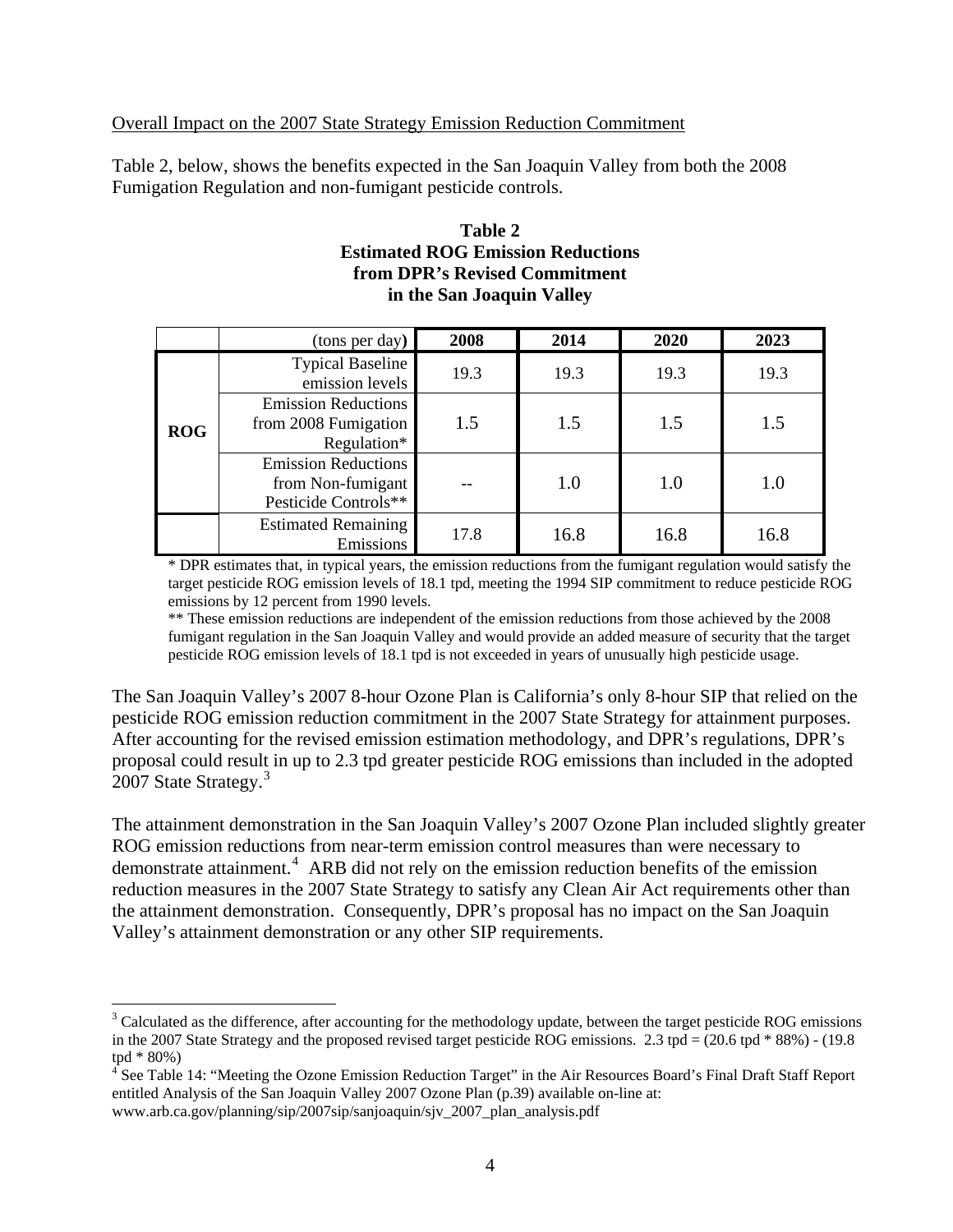Overall Impact on the 2007 State Strategy Emission Reduction Commitment

Table 2, below, shows the benefits expected in the San Joaquin Valley from both the 2008 Fumigation Regulation and non-fumigant pesticide controls.

**Table 2**
**Estimated ROG Emission Reductions from DPR's Revised Commitment in the San Joaquin Valley**

| | (tons per day) | 2008 | 2014 | 2020 | 2023 |
|---|---|---|---|---|---|
| ROG | Typical Baseline emission levels | 19.3 | 19.3 | 19.3 | 19.3 |
| | Emission Reductions from 2008 Fumigation Regulation* | 1.5 | 1.5 | 1.5 | 1.5 |
| | Emission Reductions from Non-fumigant Pesticide Controls** | -- | 1.0 | 1.0 | 1.0 |
| | Estimated Remaining Emissions | 17.8 | 16.8 | 16.8 | 16.8 |

\* DPR estimates that, in typical years, the emission reductions from the fumigant regulation would satisfy the target pesticide ROG emission levels of 18.1 tpd, meeting the 1994 SIP commitment to reduce pesticide ROG emissions by 12 percent from 1990 levels.

\*\* These emission reductions are independent of the emission reductions from those achieved by the 2008 fumigant regulation in the San Joaquin Valley and would provide an added measure of security that the target pesticide ROG emission levels of 18.1 tpd is not exceeded in years of unusually high pesticide usage.

The San Joaquin Valley's 2007 8-hour Ozone Plan is California's only 8-hour SIP that relied on the pesticide ROG emission reduction commitment in the 2007 State Strategy for attainment purposes. After accounting for the revised emission estimation methodology, and DPR's regulations, DPR's proposal could result in up to 2.3 tpd greater pesticide ROG emissions than included in the adopted 2007 State Strategy.[3]

The attainment demonstration in the San Joaquin Valley's 2007 Ozone Plan included slightly greater ROG emission reductions from near-term emission control measures than were necessary to demonstrate attainment.[4] ARB did not rely on the emission reduction benefits of the emission reduction measures in the 2007 State Strategy to satisfy any Clean Air Act requirements other than the attainment demonstration. Consequently, DPR's proposal has no impact on the San Joaquin Valley's attainment demonstration or any other SIP requirements.

---

[3] Calculated as the difference, after accounting for the methodology update, between the target pesticide ROG emissions in the 2007 State Strategy and the proposed revised target pesticide ROG emissions. 2.3 tpd = (20.6 tpd * 88%) - (19.8 tpd * 80%)

[4] See Table 14: "Meeting the Ozone Emission Reduction Target" in the Air Resources Board's Final Draft Staff Report entitled Analysis of the San Joaquin Valley 2007 Ozone Plan (p.39) available on-line at: www.arb.ca.gov/planning/sip/2007sip/sanjoaquin/sjv_2007_plan_analysis.pdf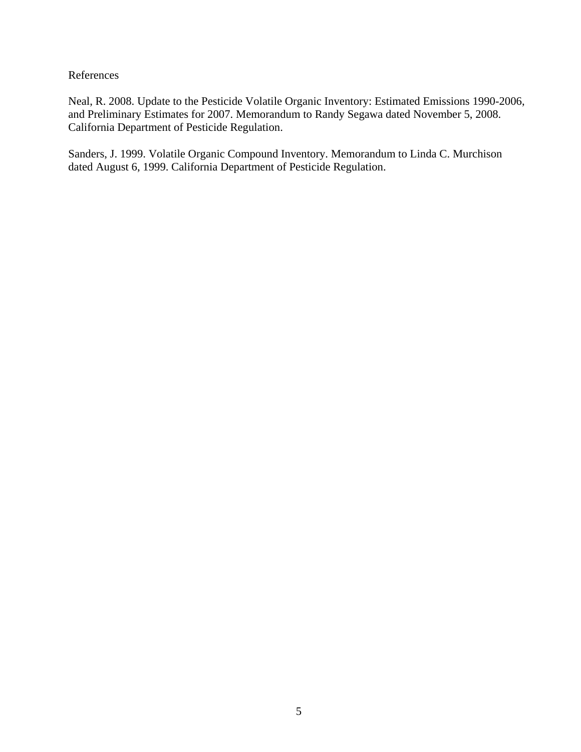# References

Neal, R. 2008. Update to the Pesticide Volatile Organic Inventory: Estimated Emissions 1990-2006, and Preliminary Estimates for 2007. Memorandum to Randy Segawa dated November 5, 2008. California Department of Pesticide Regulation.

Sanders, J. 1999. Volatile Organic Compound Inventory. Memorandum to Linda C. Murchison dated August 6, 1999. California Department of Pesticide Regulation.